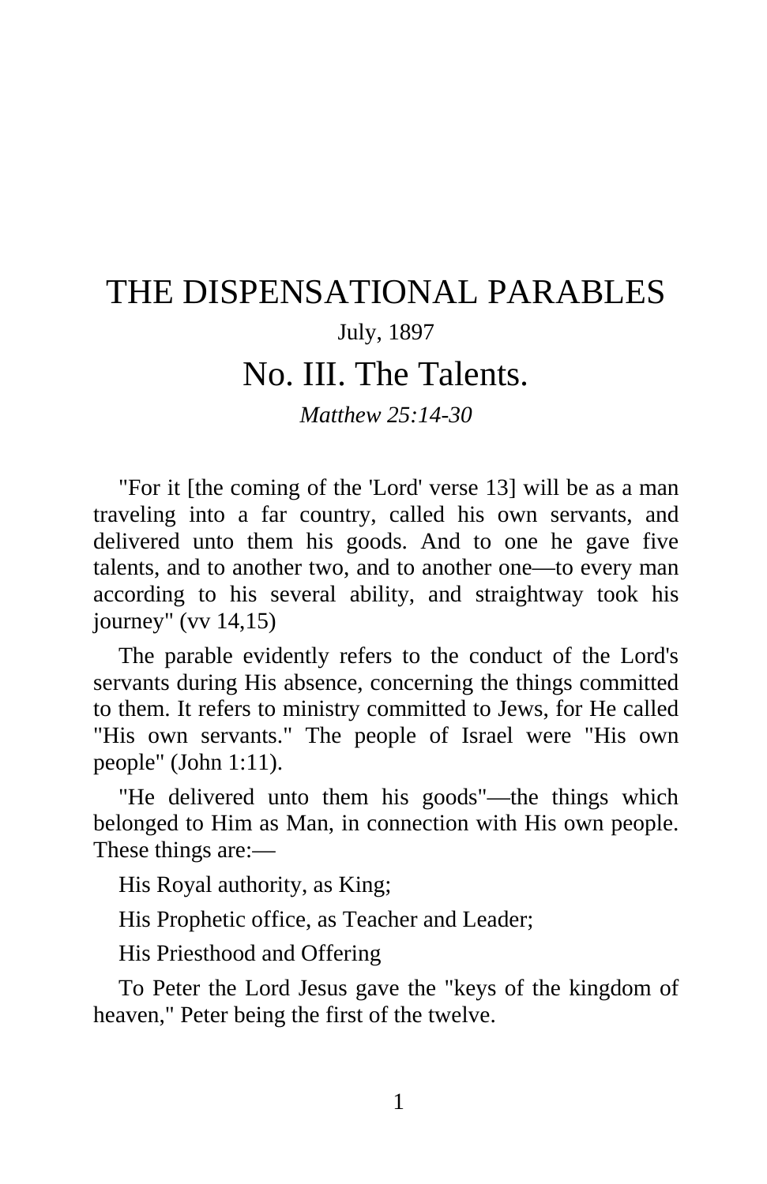# THE DISPENSATIONAL PARABLES

July, 1897

## No. III. The Talents.

*Matthew 25:14-30*

"For it [the coming of the 'Lord' verse 13] will be as a man traveling into a far country, called his own servants, and delivered unto them his goods. And to one he gave five talents, and to another two, and to another one—to every man according to his several ability, and straightway took his journey" (vv 14,15)

The parable evidently refers to the conduct of the Lord's servants during His absence, concerning the things committed to them. It refers to ministry committed to Jews, for He called "His own servants." The people of Israel were "His own people" (John 1:11).

"He delivered unto them his goods"—the things which belonged to Him as Man, in connection with His own people. These things are:—

His Royal authority, as King;

His Prophetic office, as Teacher and Leader;

His Priesthood and Offering

To Peter the Lord Jesus gave the "keys of the kingdom of heaven," Peter being the first of the twelve.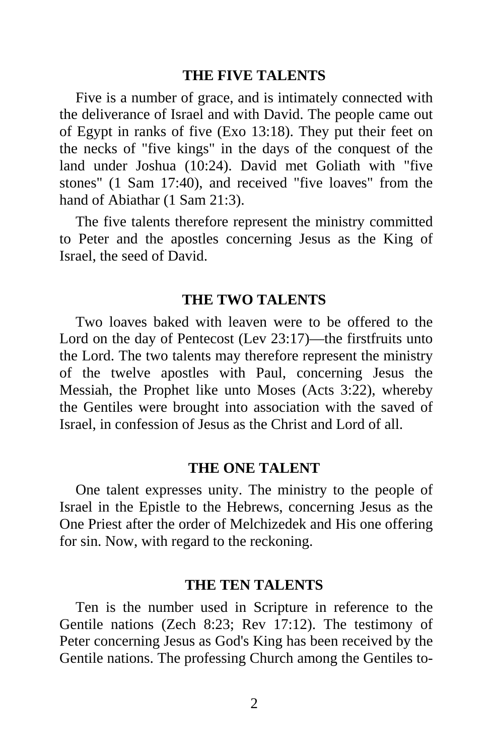## THE FIVE TALENTS

Five is a number of grace, and is intimately connected with the deliverance of Israel and with David. The people came out of Egypt in ranks of five (Exo 13:18). They put their feet on the necks of "five kings" in the days of the conquest of the land under Joshua (10:24). David met Goliath with "five stones" (1 Sam 17:40), and received "five loaves" from the hand of Abiathar (1 Sam 21:3).

The five talents therefore represent the ministry committed to Peter and the apostles concerning Jesus as the King of Israel, the seed of David.

## THE TWO TALENTS

Two loaves baked with leaven were to be offered to the Lord on the day of Pentecost (Lev 23:17)—the firstfruits unto the Lord. The two talents may therefore represent the ministry of the twelve apostles with Paul, concerning Jesus the Messiah, the Prophet like unto Moses (Acts 3:22), whereby the Gentiles were brought into association with the saved of Israel, in confession of Jesus as the Christ and Lord of all.

## THE ONE TALENT

One talent expresses unity. The ministry to the people of Israel in the Epistle to the Hebrews, concerning Jesus as the One Priest after the order of Melchizedek and His one offering for sin. Now, with regard to the reckoning.

## THE TEN TALENTS

Ten is the number used in Scripture in reference to the Gentile nations (Zech 8:23; Rev 17:12). The testimony of Peter concerning Jesus as God's King has been received by the Gentile nations. The professing Church among the Gentiles to-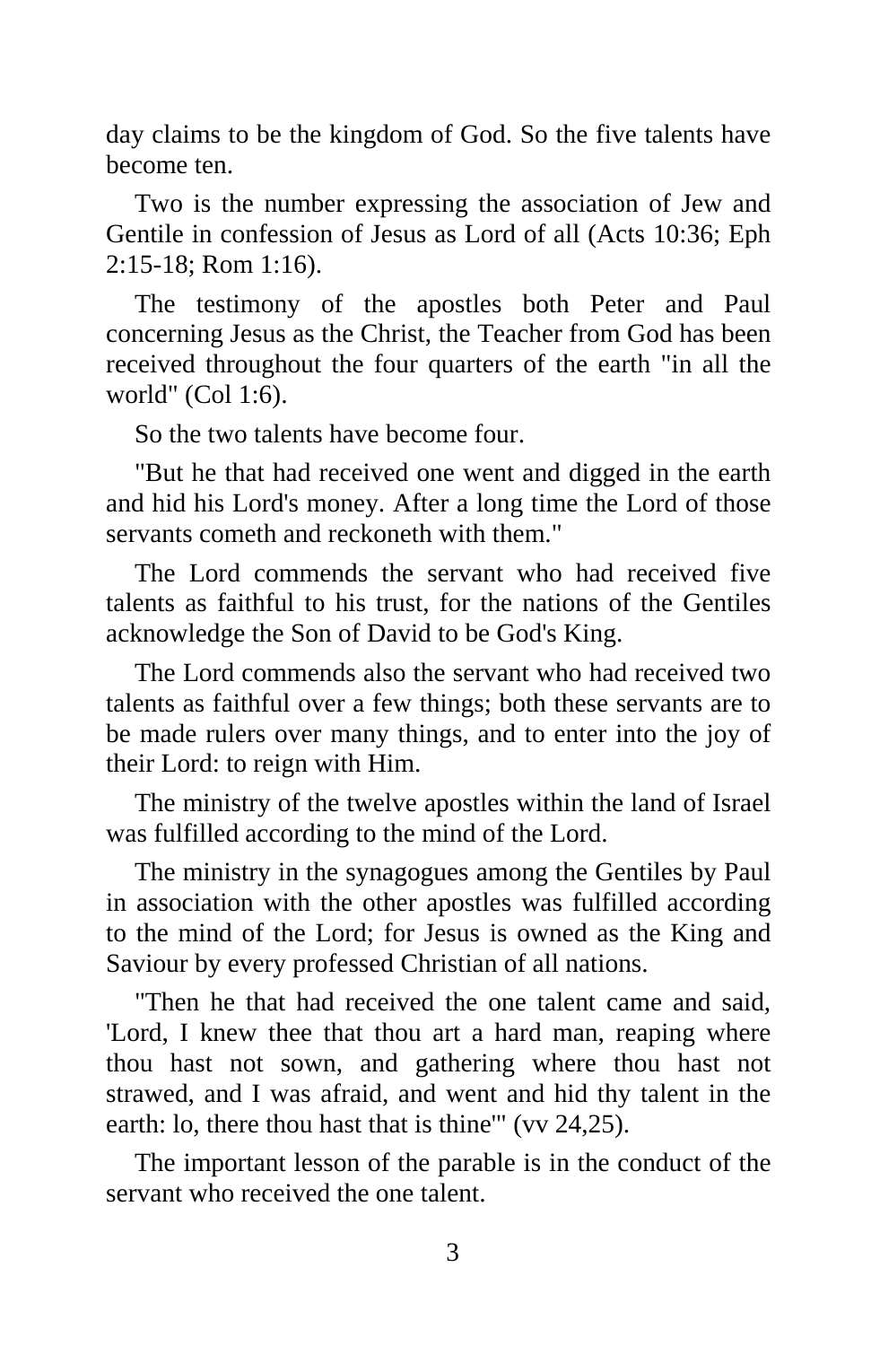day claims to be the kingdom of God. So the five talents have become ten.

Two is the number expressing the association of Jew and Gentile in confession of Jesus as Lord of all (Acts 10:36; Eph 2:15-18; Rom 1:16).

The testimony of the apostles both Peter and Paul concerning Jesus as the Christ, the Teacher from God has been received throughout the four quarters of the earth "in all the world" (Col 1:6).

So the two talents have become four.

"But he that had received one went and digged in the earth and hid his Lord's money. After a long time the Lord of those servants cometh and reckoneth with them."

The Lord commends the servant who had received five talents as faithful to his trust, for the nations of the Gentiles acknowledge the Son of David to be God's King.

The Lord commends also the servant who had received two talents as faithful over a few things; both these servants are to be made rulers over many things, and to enter into the joy of their Lord: to reign with Him.

The ministry of the twelve apostles within the land of Israel was fulfilled according to the mind of the Lord.

The ministry in the synagogues among the Gentiles by Paul in association with the other apostles was fulfilled according to the mind of the Lord; for Jesus is owned as the King and Saviour by every professed Christian of all nations.

"Then he that had received the one talent came and said, 'Lord, I knew thee that thou art a hard man, reaping where thou hast not sown, and gathering where thou hast not strawed, and I was afraid, and went and hid thy talent in the earth: lo, there thou hast that is thine'" (vv 24,25).

The important lesson of the parable is in the conduct of the servant who received the one talent.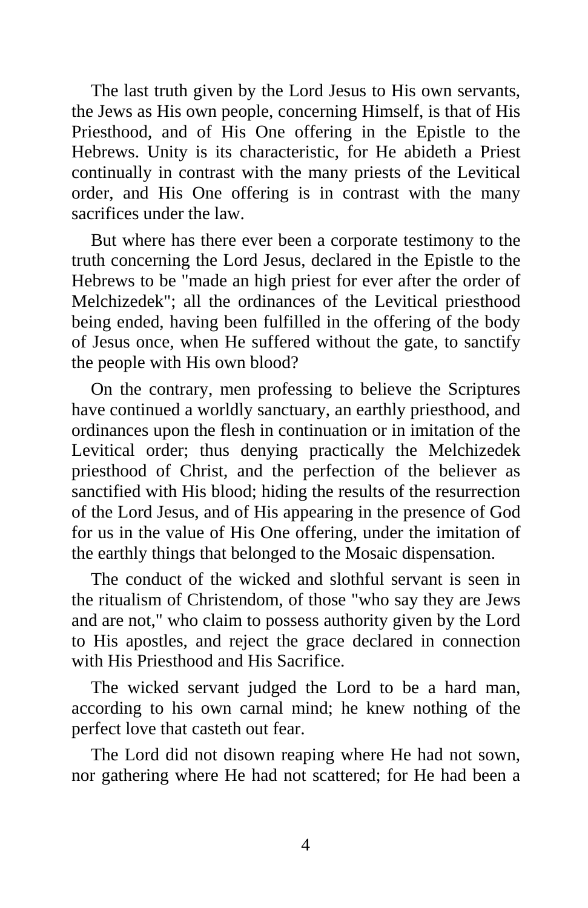The last truth given by the Lord Jesus to His own servants, the Jews as His own people, concerning Himself, is that of His Priesthood, and of His One offering in the Epistle to the Hebrews. Unity is its characteristic, for He abideth a Priest continually in contrast with the many priests of the Levitical order, and His One offering is in contrast with the many sacrifices under the law.

But where has there ever been a corporate testimony to the truth concerning the Lord Jesus, declared in the Epistle to the Hebrews to be "made an high priest for ever after the order of Melchizedek"; all the ordinances of the Levitical priesthood being ended, having been fulfilled in the offering of the body of Jesus once, when He suffered without the gate, to sanctify the people with His own blood?

On the contrary, men professing to believe the Scriptures have continued a worldly sanctuary, an earthly priesthood, and ordinances upon the flesh in continuation or in imitation of the Levitical order; thus denying practically the Melchizedek priesthood of Christ, and the perfection of the believer as sanctified with His blood; hiding the results of the resurrection of the Lord Jesus, and of His appearing in the presence of God for us in the value of His One offering, under the imitation of the earthly things that belonged to the Mosaic dispensation.

The conduct of the wicked and slothful servant is seen in the ritualism of Christendom, of those "who say they are Jews and are not," who claim to possess authority given by the Lord to His apostles, and reject the grace declared in connection with His Priesthood and His Sacrifice.

The wicked servant judged the Lord to be a hard man, according to his own carnal mind; he knew nothing of the perfect love that casteth out fear.

The Lord did not disown reaping where He had not sown, nor gathering where He had not scattered; for He had been a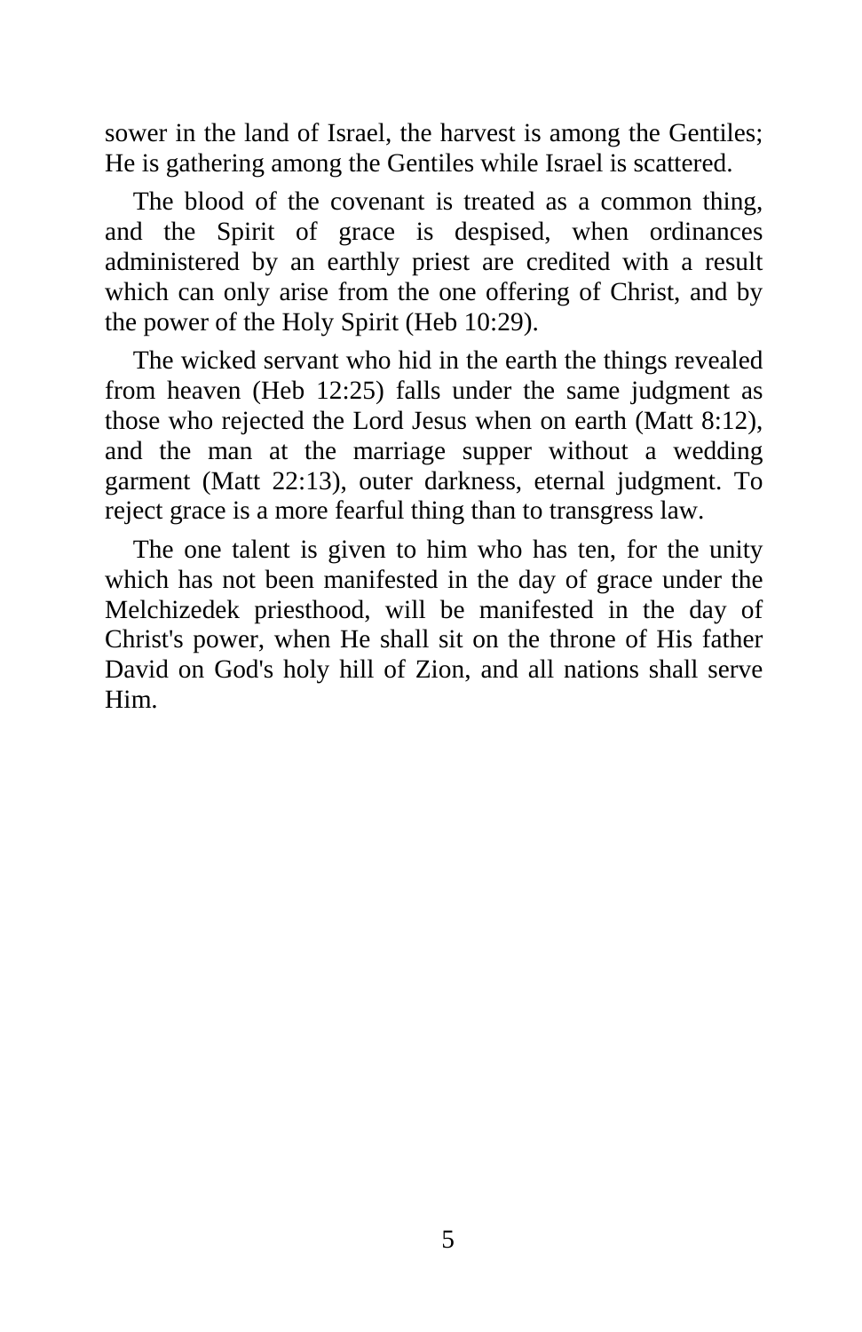sower in the land of Israel, the harvest is among the Gentiles; He is gathering among the Gentiles while Israel is scattered.

The blood of the covenant is treated as a common thing, and the Spirit of grace is despised, when ordinances administered by an earthly priest are credited with a result which can only arise from the one offering of Christ, and by the power of the Holy Spirit (Heb 10:29).

The wicked servant who hid in the earth the things revealed from heaven (Heb 12:25) falls under the same judgment as those who rejected the Lord Jesus when on earth (Matt 8:12), and the man at the marriage supper without a wedding garment (Matt 22:13), outer darkness, eternal judgment. To reject grace is a more fearful thing than to transgress law.

The one talent is given to him who has ten, for the unity which has not been manifested in the day of grace under the Melchizedek priesthood, will be manifested in the day of Christ's power, when He shall sit on the throne of His father David on God's holy hill of Zion, and all nations shall serve Him.